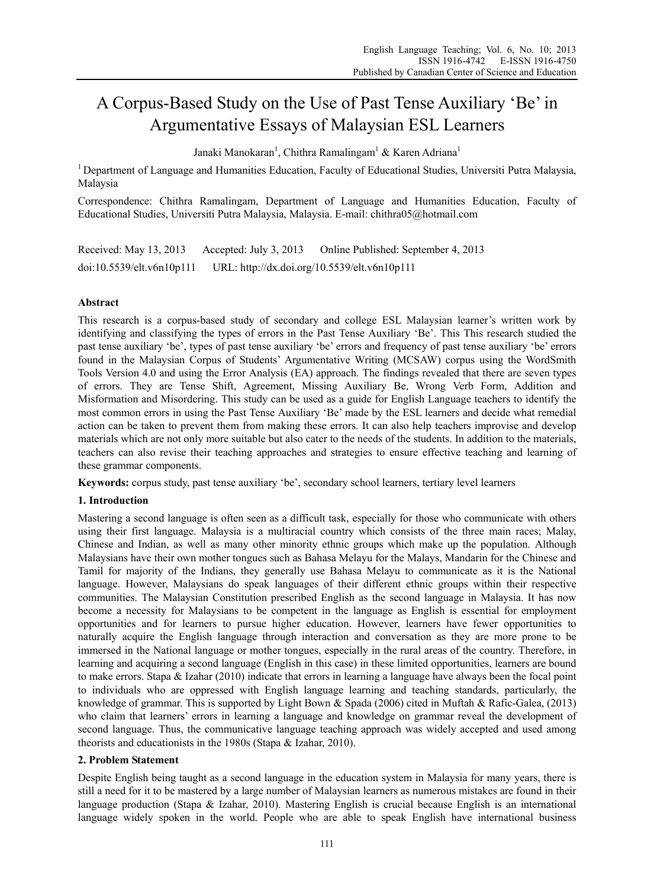# A Corpus-Based Study on the Use of Past Tense Auxiliary 'Be' in Argumentative Essays of Malaysian ESL Learners

Janaki Manokaran[1], Chithra Ramalingam[1] & Karen Adriana[1]

[1] Department of Language and Humanities Education, Faculty of Educational Studies, Universiti Putra Malaysia, Malaysia

Correspondence: Chithra Ramalingam, Department of Language and Humanities Education, Faculty of Educational Studies, Universiti Putra Malaysia, Malaysia. E-mail: chithra05@hotmail.com

Received: May 13, 2013 Accepted: July 3, 2013 Online Published: September 4, 2013

doi:10.5539/elt.v6n10p111 URL: http://dx.doi.org/10.5539/elt.v6n10p111

## Abstract

This research is a corpus-based study of secondary and college ESL Malaysian learner's written work by identifying and classifying the types of errors in the Past Tense Auxiliary 'Be'. This This research studied the past tense auxiliary 'be', types of past tense auxiliary 'be' errors and frequency of past tense auxiliary 'be' errors found in the Malaysian Corpus of Students' Argumentative Writing (MCSAW) corpus using the WordSmith Tools Version 4.0 and using the Error Analysis (EA) approach. The findings revealed that there are seven types of errors. They are Tense Shift, Agreement, Missing Auxiliary Be, Wrong Verb Form, Addition and Misformation and Misordering. This study can be used as a guide for English Language teachers to identify the most common errors in using the Past Tense Auxiliary 'Be' made by the ESL learners and decide what remedial action can be taken to prevent them from making these errors. It can also help teachers improvise and develop materials which are not only more suitable but also cater to the needs of the students. In addition to the materials, teachers can also revise their teaching approaches and strategies to ensure effective teaching and learning of these grammar components.

**Keywords:** corpus study, past tense auxiliary 'be', secondary school learners, tertiary level learners

## 1. Introduction

Mastering a second language is often seen as a difficult task, especially for those who communicate with others using their first language. Malaysia is a multiracial country which consists of the three main races; Malay, Chinese and Indian, as well as many other minority ethnic groups which make up the population. Although Malaysians have their own mother tongues such as Bahasa Melayu for the Malays, Mandarin for the Chinese and Tamil for majority of the Indians, they generally use Bahasa Melayu to communicate as it is the National language. However, Malaysians do speak languages of their different ethnic groups within their respective communities. The Malaysian Constitution prescribed English as the second language in Malaysia. It has now become a necessity for Malaysians to be competent in the language as English is essential for employment opportunities and for learners to pursue higher education. However, learners have fewer opportunities to naturally acquire the English language through interaction and conversation as they are more prone to be immersed in the National language or mother tongues, especially in the rural areas of the country. Therefore, in learning and acquiring a second language (English in this case) in these limited opportunities, learners are bound to make errors. Stapa & Izahar (2010) indicate that errors in learning a language have always been the focal point to individuals who are oppressed with English language learning and teaching standards, particularly, the knowledge of grammar. This is supported by Light Bown & Spada (2006) cited in Muftah & Rafic-Galea, (2013) who claim that learners' errors in learning a language and knowledge on grammar reveal the development of second language. Thus, the communicative language teaching approach was widely accepted and used among theorists and educationists in the 1980s (Stapa & Izahar, 2010).

## 2. Problem Statement

Despite English being taught as a second language in the education system in Malaysia for many years, there is still a need for it to be mastered by a large number of Malaysian learners as numerous mistakes are found in their language production (Stapa & Izahar, 2010). Mastering English is crucial because English is an international language widely spoken in the world. People who are able to speak English have international business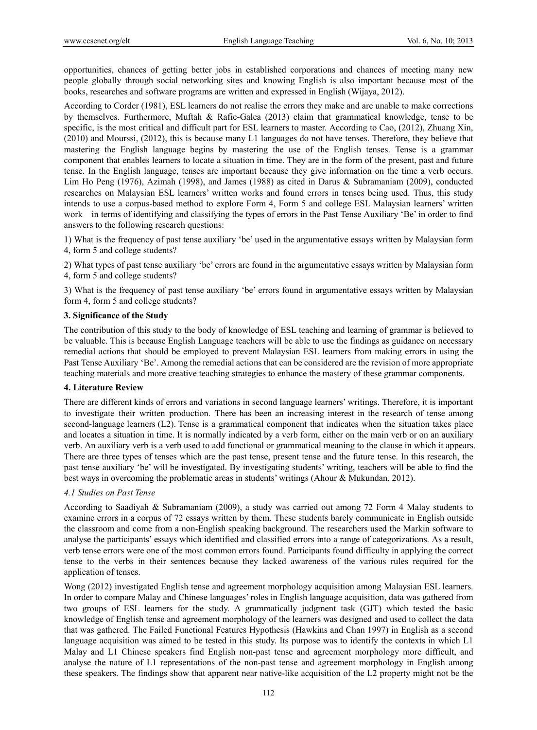opportunities, chances of getting better jobs in established corporations and chances of meeting many new people globally through social networking sites and knowing English is also important because most of the books, researches and software programs are written and expressed in English (Wijaya, 2012).

According to Corder (1981), ESL learners do not realise the errors they make and are unable to make corrections by themselves. Furthermore, Muftah & Rafic-Galea (2013) claim that grammatical knowledge, tense to be specific, is the most critical and difficult part for ESL learners to master. According to Cao, (2012), Zhuang Xin, (2010) and Mourssi, (2012), this is because many L1 languages do not have tenses. Therefore, they believe that mastering the English language begins by mastering the use of the English tenses. Tense is a grammar component that enables learners to locate a situation in time. They are in the form of the present, past and future tense. In the English language, tenses are important because they give information on the time a verb occurs. Lim Ho Peng (1976), Azimah (1998), and James (1988) as cited in Darus & Subramaniam (2009), conducted researches on Malaysian ESL learners' written works and found errors in tenses being used. Thus, this study intends to use a corpus-based method to explore Form 4, Form 5 and college ESL Malaysian learners' written work in terms of identifying and classifying the types of errors in the Past Tense Auxiliary 'Be' in order to find answers to the following research questions:

1) What is the frequency of past tense auxiliary 'be' used in the argumentative essays written by Malaysian form 4, form 5 and college students?

2) What types of past tense auxiliary 'be' errors are found in the argumentative essays written by Malaysian form 4, form 5 and college students?

3) What is the frequency of past tense auxiliary 'be' errors found in argumentative essays written by Malaysian form 4, form 5 and college students?

## 3. Significance of the Study

The contribution of this study to the body of knowledge of ESL teaching and learning of grammar is believed to be valuable. This is because English Language teachers will be able to use the findings as guidance on necessary remedial actions that should be employed to prevent Malaysian ESL learners from making errors in using the Past Tense Auxiliary 'Be'. Among the remedial actions that can be considered are the revision of more appropriate teaching materials and more creative teaching strategies to enhance the mastery of these grammar components.

## 4. Literature Review

There are different kinds of errors and variations in second language learners' writings. Therefore, it is important to investigate their written production. There has been an increasing interest in the research of tense among second-language learners (L2). Tense is a grammatical component that indicates when the situation takes place and locates a situation in time. It is normally indicated by a verb form, either on the main verb or on an auxiliary verb. An auxiliary verb is a verb used to add functional or grammatical meaning to the clause in which it appears. There are three types of tenses which are the past tense, present tense and the future tense. In this research, the past tense auxiliary 'be' will be investigated. By investigating students' writing, teachers will be able to find the best ways in overcoming the problematic areas in students' writings (Ahour & Mukundan, 2012).

### *4.1 Studies on Past Tense*

According to Saadiyah & Subramaniam (2009), a study was carried out among 72 Form 4 Malay students to examine errors in a corpus of 72 essays written by them. These students barely communicate in English outside the classroom and come from a non-English speaking background. The researchers used the Markin software to analyse the participants' essays which identified and classified errors into a range of categorizations. As a result, verb tense errors were one of the most common errors found. Participants found difficulty in applying the correct tense to the verbs in their sentences because they lacked awareness of the various rules required for the application of tenses.

Wong (2012) investigated English tense and agreement morphology acquisition among Malaysian ESL learners. In order to compare Malay and Chinese languages' roles in English language acquisition, data was gathered from two groups of ESL learners for the study. A grammatically judgment task (GJT) which tested the basic knowledge of English tense and agreement morphology of the learners was designed and used to collect the data that was gathered. The Failed Functional Features Hypothesis (Hawkins and Chan 1997) in English as a second language acquisition was aimed to be tested in this study. Its purpose was to identify the contexts in which L1 Malay and L1 Chinese speakers find English non-past tense and agreement morphology more difficult, and analyse the nature of L1 representations of the non-past tense and agreement morphology in English among these speakers. The findings show that apparent near native-like acquisition of the L2 property might not be the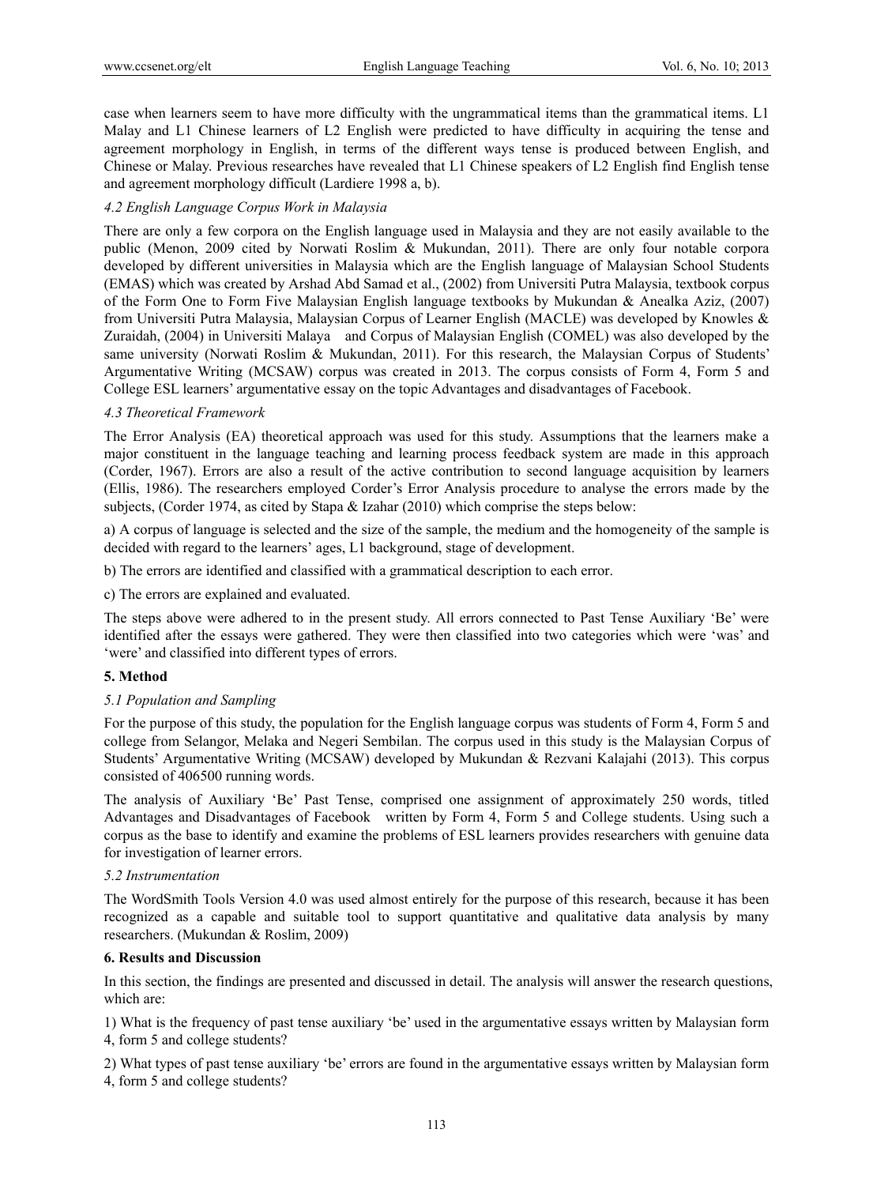case when learners seem to have more difficulty with the ungrammatical items than the grammatical items. L1 Malay and L1 Chinese learners of L2 English were predicted to have difficulty in acquiring the tense and agreement morphology in English, in terms of the different ways tense is produced between English, and Chinese or Malay. Previous researches have revealed that L1 Chinese speakers of L2 English find English tense and agreement morphology difficult (Lardiere 1998 a, b).

### *4.2 English Language Corpus Work in Malaysia*

There are only a few corpora on the English language used in Malaysia and they are not easily available to the public (Menon, 2009 cited by Norwati Roslim & Mukundan, 2011). There are only four notable corpora developed by different universities in Malaysia which are the English language of Malaysian School Students (EMAS) which was created by Arshad Abd Samad et al., (2002) from Universiti Putra Malaysia, textbook corpus of the Form One to Form Five Malaysian English language textbooks by Mukundan & Anealka Aziz, (2007) from Universiti Putra Malaysia, Malaysian Corpus of Learner English (MACLE) was developed by Knowles & Zuraidah, (2004) in Universiti Malaya and Corpus of Malaysian English (COMEL) was also developed by the same university (Norwati Roslim & Mukundan, 2011). For this research, the Malaysian Corpus of Students' Argumentative Writing (MCSAW) corpus was created in 2013. The corpus consists of Form 4, Form 5 and College ESL learners' argumentative essay on the topic Advantages and disadvantages of Facebook.

### *4.3 Theoretical Framework*

The Error Analysis (EA) theoretical approach was used for this study. Assumptions that the learners make a major constituent in the language teaching and learning process feedback system are made in this approach (Corder, 1967). Errors are also a result of the active contribution to second language acquisition by learners (Ellis, 1986). The researchers employed Corder's Error Analysis procedure to analyse the errors made by the subjects, (Corder 1974, as cited by Stapa & Izahar (2010) which comprise the steps below:

a) A corpus of language is selected and the size of the sample, the medium and the homogeneity of the sample is decided with regard to the learners' ages, L1 background, stage of development.

b) The errors are identified and classified with a grammatical description to each error.

c) The errors are explained and evaluated.

The steps above were adhered to in the present study. All errors connected to Past Tense Auxiliary 'Be' were identified after the essays were gathered. They were then classified into two categories which were 'was' and 'were' and classified into different types of errors.

## **5. Method**

### *5.1 Population and Sampling*

For the purpose of this study, the population for the English language corpus was students of Form 4, Form 5 and college from Selangor, Melaka and Negeri Sembilan. The corpus used in this study is the Malaysian Corpus of Students' Argumentative Writing (MCSAW) developed by Mukundan & Rezvani Kalajahi (2013). This corpus consisted of 406500 running words.

The analysis of Auxiliary 'Be' Past Tense, comprised one assignment of approximately 250 words, titled Advantages and Disadvantages of Facebook written by Form 4, Form 5 and College students. Using such a corpus as the base to identify and examine the problems of ESL learners provides researchers with genuine data for investigation of learner errors.

### *5.2 Instrumentation*

The WordSmith Tools Version 4.0 was used almost entirely for the purpose of this research, because it has been recognized as a capable and suitable tool to support quantitative and qualitative data analysis by many researchers. (Mukundan & Roslim, 2009)

## **6. Results and Discussion**

In this section, the findings are presented and discussed in detail. The analysis will answer the research questions, which are:

1) What is the frequency of past tense auxiliary 'be' used in the argumentative essays written by Malaysian form 4, form 5 and college students?

2) What types of past tense auxiliary 'be' errors are found in the argumentative essays written by Malaysian form 4, form 5 and college students?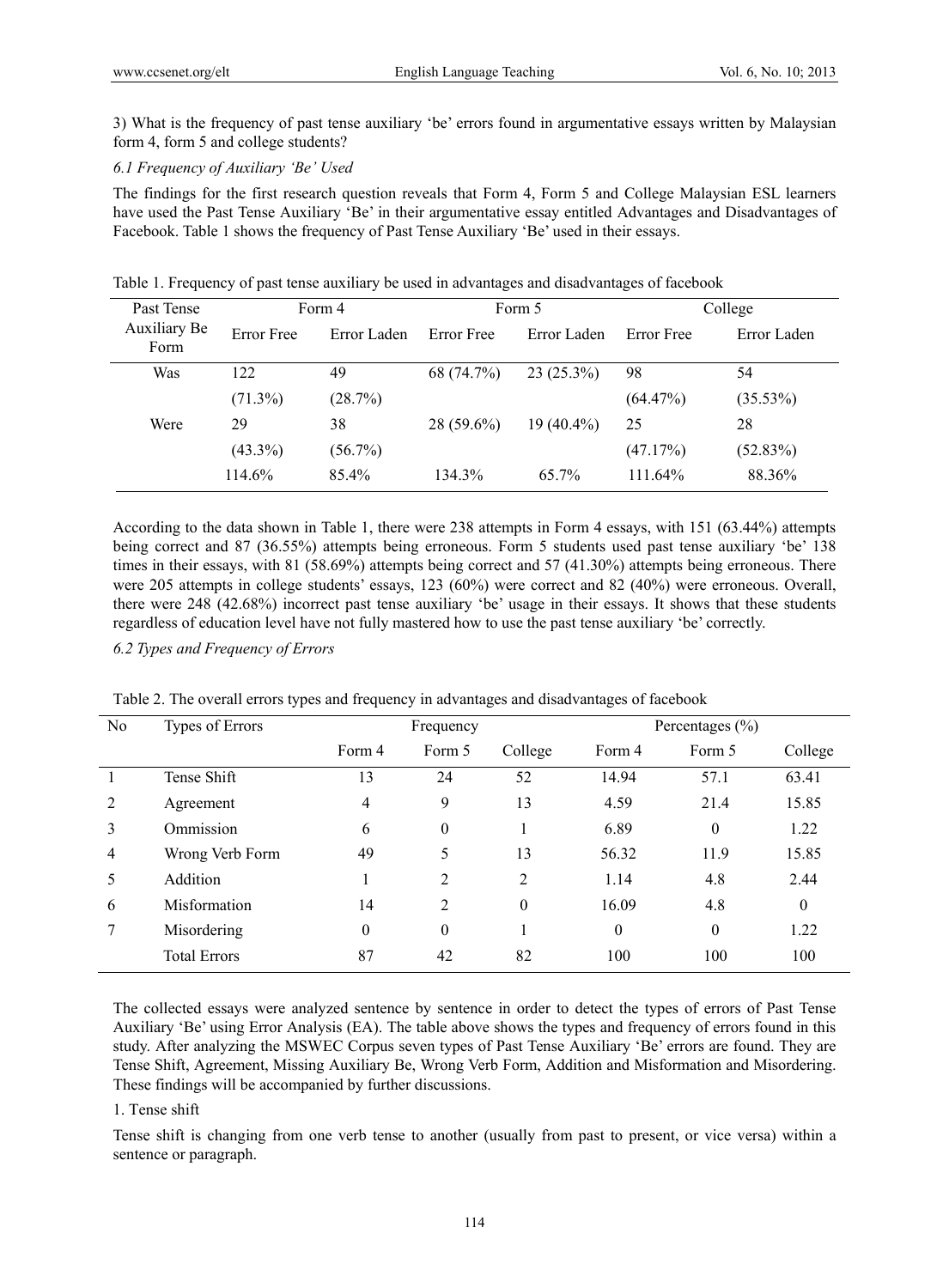3) What is the frequency of past tense auxiliary 'be' errors found in argumentative essays written by Malaysian form 4, form 5 and college students?

### *6.1 Frequency of Auxiliary 'Be' Used*

The findings for the first research question reveals that Form 4, Form 5 and College Malaysian ESL learners have used the Past Tense Auxiliary 'Be' in their argumentative essay entitled Advantages and Disadvantages of Facebook. Table 1 shows the frequency of Past Tense Auxiliary 'Be' used in their essays.

Table 1. Frequency of past tense auxiliary be used in advantages and disadvantages of facebook

| Past Tense Auxiliary Be Form | Form 4 | | Form 5 | | College | |
|---|---|---|---|---|---|---|
| | Error Free | Error Laden | Error Free | Error Laden | Error Free | Error Laden |
| Was | 122 (71.3%) | 49 (28.7%) | 68 (74.7%) | 23 (25.3%) | 98 (64.47%) | 54 (35.53%) |
| Were | 29 (43.3%) | 38 (56.7%) | 28 (59.6%) | 19 (40.4%) | 25 (47.17%) | 28 (52.83%) |
| | 114.6% | 85.4% | 134.3% | 65.7% | 111.64% | 88.36% |

According to the data shown in Table 1, there were 238 attempts in Form 4 essays, with 151 (63.44%) attempts being correct and 87 (36.55%) attempts being erroneous. Form 5 students used past tense auxiliary 'be' 138 times in their essays, with 81 (58.69%) attempts being correct and 57 (41.30%) attempts being erroneous. There were 205 attempts in college students' essays, 123 (60%) were correct and 82 (40%) were erroneous. Overall, there were 248 (42.68%) incorrect past tense auxiliary 'be' usage in their essays. It shows that these students regardless of education level have not fully mastered how to use the past tense auxiliary 'be' correctly.

### *6.2 Types and Frequency of Errors*

Table 2. The overall errors types and frequency in advantages and disadvantages of facebook

| No | Types of Errors | Frequency | | | Percentages (%) | | |
|---|---|---|---|---|---|---|---|
| | | Form 4 | Form 5 | College | Form 4 | Form 5 | College |
| 1 | Tense Shift | 13 | 24 | 52 | 14.94 | 57.1 | 63.41 |
| 2 | Agreement | 4 | 9 | 13 | 4.59 | 21.4 | 15.85 |
| 3 | Ommission | 6 | 0 | 1 | 6.89 | 0 | 1.22 |
| 4 | Wrong Verb Form | 49 | 5 | 13 | 56.32 | 11.9 | 15.85 |
| 5 | Addition | 1 | 2 | 2 | 1.14 | 4.8 | 2.44 |
| 6 | Misformation | 14 | 2 | 0 | 16.09 | 4.8 | 0 |
| 7 | Misordering | 0 | 0 | 1 | 0 | 0 | 1.22 |
| | Total Errors | 87 | 42 | 82 | 100 | 100 | 100 |

The collected essays were analyzed sentence by sentence in order to detect the types of errors of Past Tense Auxiliary 'Be' using Error Analysis (EA). The table above shows the types and frequency of errors found in this study. After analyzing the MSWEC Corpus seven types of Past Tense Auxiliary 'Be' errors are found. They are Tense Shift, Agreement, Missing Auxiliary Be, Wrong Verb Form, Addition and Misformation and Misordering. These findings will be accompanied by further discussions.

1. Tense shift

Tense shift is changing from one verb tense to another (usually from past to present, or vice versa) within a sentence or paragraph.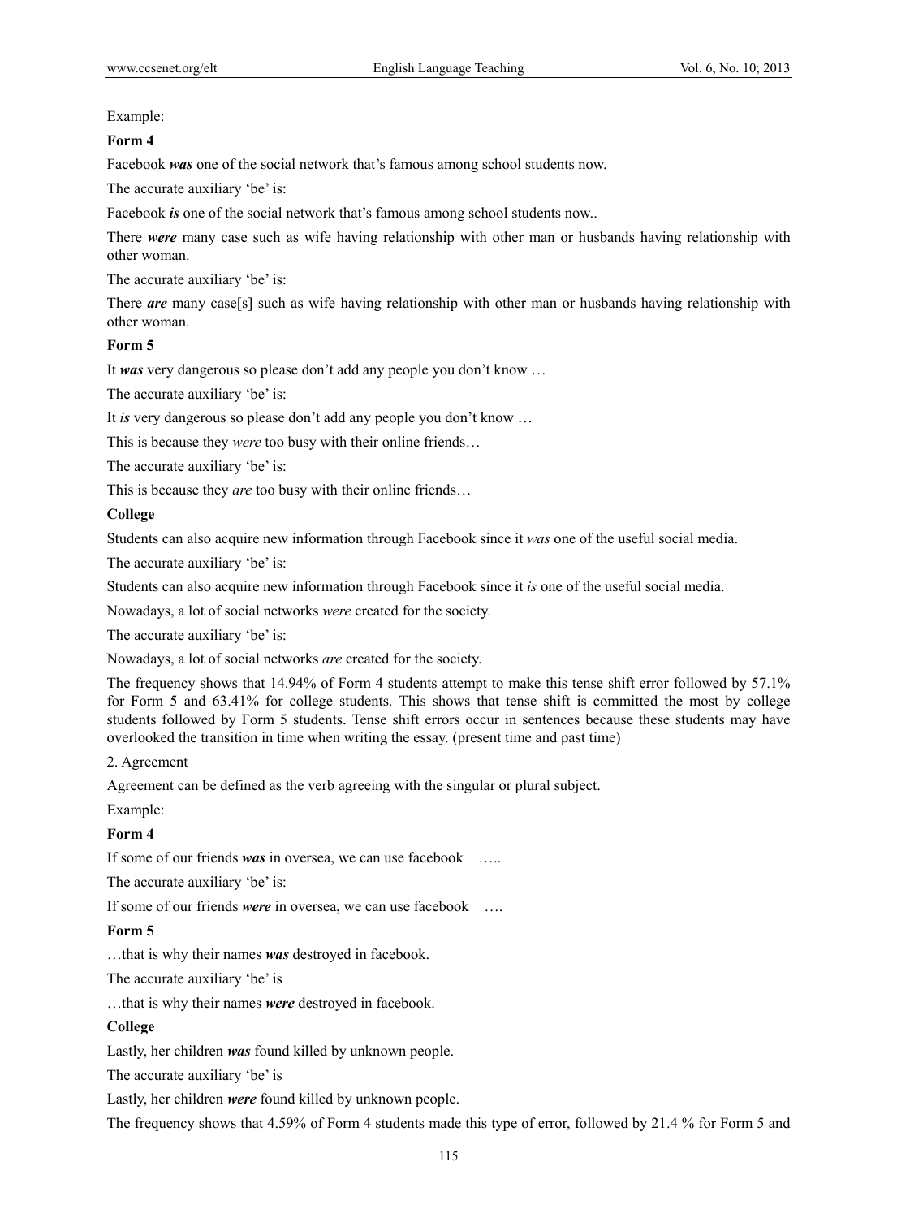Example:

**Form 4**

Facebook ***was*** one of the social network that's famous among school students now.

The accurate auxiliary 'be' is:

Facebook ***is*** one of the social network that's famous among school students now..

There ***were*** many case such as wife having relationship with other man or husbands having relationship with other woman.

The accurate auxiliary 'be' is:

There ***are*** many case[s] such as wife having relationship with other man or husbands having relationship with other woman.

**Form 5**

It ***was*** very dangerous so please don't add any people you don't know …

The accurate auxiliary 'be' is:

It *is* very dangerous so please don't add any people you don't know …

This is because they *were* too busy with their online friends…

The accurate auxiliary 'be' is:

This is because they *are* too busy with their online friends…

**College**

Students can also acquire new information through Facebook since it *was* one of the useful social media.

The accurate auxiliary 'be' is:

Students can also acquire new information through Facebook since it *is* one of the useful social media.

Nowadays, a lot of social networks *were* created for the society.

The accurate auxiliary 'be' is:

Nowadays, a lot of social networks *are* created for the society.

The frequency shows that 14.94% of Form 4 students attempt to make this tense shift error followed by 57.1% for Form 5 and 63.41% for college students. This shows that tense shift is committed the most by college students followed by Form 5 students. Tense shift errors occur in sentences because these students may have overlooked the transition in time when writing the essay. (present time and past time)

2. Agreement

Agreement can be defined as the verb agreeing with the singular or plural subject.

Example:

**Form 4**

If some of our friends ***was*** in oversea, we can use facebook …..

The accurate auxiliary 'be' is:

If some of our friends ***were*** in oversea, we can use facebook ….

**Form 5**

…that is why their names ***was*** destroyed in facebook.

The accurate auxiliary 'be' is

…that is why their names ***were*** destroyed in facebook.

**College**

Lastly, her children ***was*** found killed by unknown people.

The accurate auxiliary 'be' is

Lastly, her children ***were*** found killed by unknown people.

The frequency shows that 4.59% of Form 4 students made this type of error, followed by 21.4 % for Form 5 and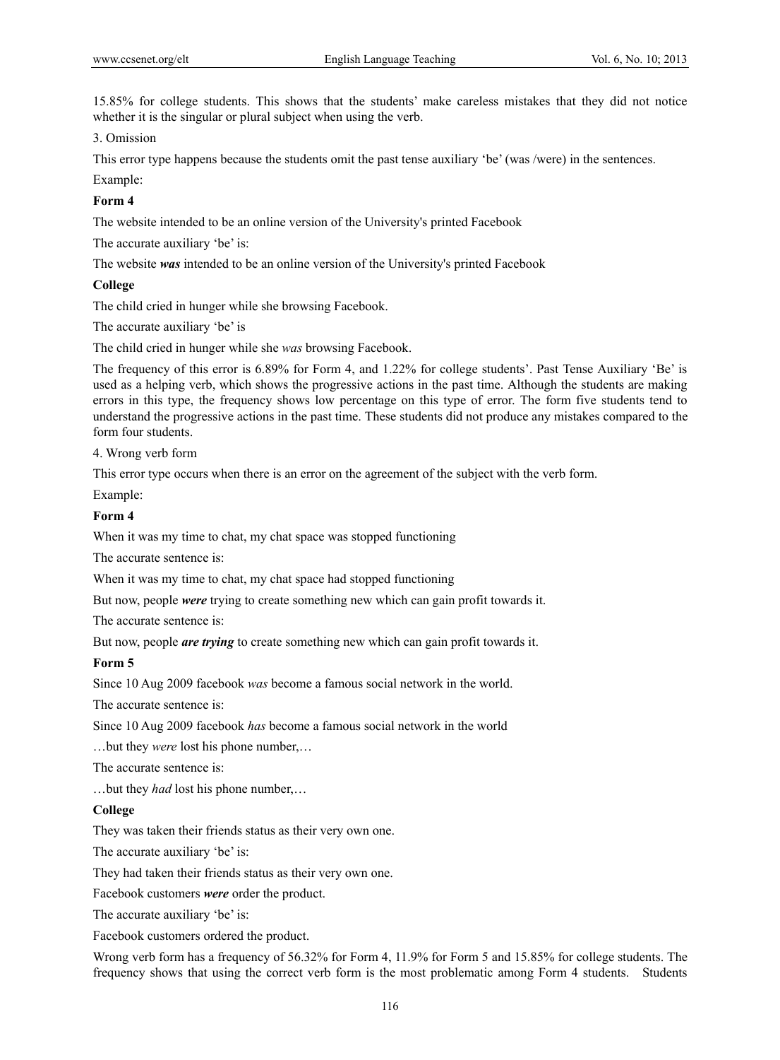15.85% for college students. This shows that the students' make careless mistakes that they did not notice whether it is the singular or plural subject when using the verb.

3. Omission

This error type happens because the students omit the past tense auxiliary 'be' (was /were) in the sentences.

Example:

**Form 4**

The website intended to be an online version of the University's printed Facebook

The accurate auxiliary 'be' is:

The website ***was*** intended to be an online version of the University's printed Facebook

**College**

The child cried in hunger while she browsing Facebook.

The accurate auxiliary 'be' is

The child cried in hunger while she *was* browsing Facebook.

The frequency of this error is 6.89% for Form 4, and 1.22% for college students'. Past Tense Auxiliary 'Be' is used as a helping verb, which shows the progressive actions in the past time. Although the students are making errors in this type, the frequency shows low percentage on this type of error. The form five students tend to understand the progressive actions in the past time. These students did not produce any mistakes compared to the form four students.

4. Wrong verb form

This error type occurs when there is an error on the agreement of the subject with the verb form.

Example:

**Form 4**

When it was my time to chat, my chat space was stopped functioning

The accurate sentence is:

When it was my time to chat, my chat space had stopped functioning

But now, people ***were*** trying to create something new which can gain profit towards it.

The accurate sentence is:

But now, people ***are trying*** to create something new which can gain profit towards it.

**Form 5**

Since 10 Aug 2009 facebook *was* become a famous social network in the world.

The accurate sentence is:

Since 10 Aug 2009 facebook *has* become a famous social network in the world

…but they *were* lost his phone number,…

The accurate sentence is:

…but they *had* lost his phone number,…

**College**

They was taken their friends status as their very own one.

The accurate auxiliary 'be' is:

They had taken their friends status as their very own one.

Facebook customers ***were*** order the product.

The accurate auxiliary 'be' is:

Facebook customers ordered the product.

Wrong verb form has a frequency of 56.32% for Form 4, 11.9% for Form 5 and 15.85% for college students. The frequency shows that using the correct verb form is the most problematic among Form 4 students. Students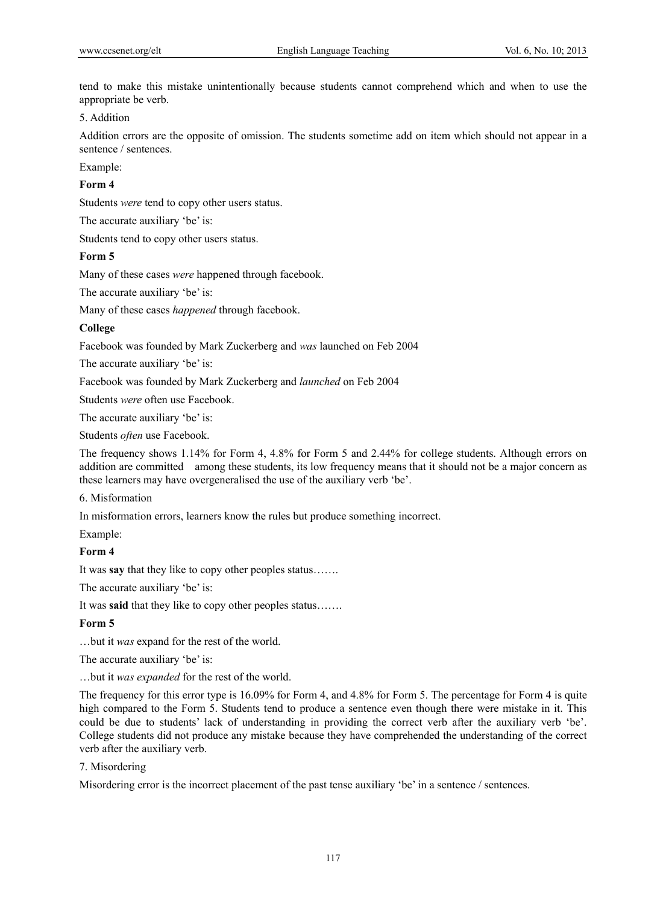tend to make this mistake unintentionally because students cannot comprehend which and when to use the appropriate be verb.

5. Addition

Addition errors are the opposite of omission. The students sometime add on item which should not appear in a sentence / sentences.

Example:

**Form 4**

Students *were* tend to copy other users status.

The accurate auxiliary 'be' is:

Students tend to copy other users status.

**Form 5**

Many of these cases *were* happened through facebook.

The accurate auxiliary 'be' is:

Many of these cases *happened* through facebook.

**College**

Facebook was founded by Mark Zuckerberg and *was* launched on Feb 2004

The accurate auxiliary 'be' is:

Facebook was founded by Mark Zuckerberg and *launched* on Feb 2004

Students *were* often use Facebook.

The accurate auxiliary 'be' is:

Students *often* use Facebook.

The frequency shows 1.14% for Form 4, 4.8% for Form 5 and 2.44% for college students. Although errors on addition are committed among these students, its low frequency means that it should not be a major concern as these learners may have overgeneralised the use of the auxiliary verb 'be'.

6. Misformation

In misformation errors, learners know the rules but produce something incorrect.

Example:

**Form 4**

It was **say** that they like to copy other peoples status…….

The accurate auxiliary 'be' is:

It was **said** that they like to copy other peoples status…….

**Form 5**

…but it *was* expand for the rest of the world.

The accurate auxiliary 'be' is:

…but it *was expanded* for the rest of the world.

The frequency for this error type is 16.09% for Form 4, and 4.8% for Form 5. The percentage for Form 4 is quite high compared to the Form 5. Students tend to produce a sentence even though there were mistake in it. This could be due to students' lack of understanding in providing the correct verb after the auxiliary verb 'be'. College students did not produce any mistake because they have comprehended the understanding of the correct verb after the auxiliary verb.

7. Misordering

Misordering error is the incorrect placement of the past tense auxiliary 'be' in a sentence / sentences.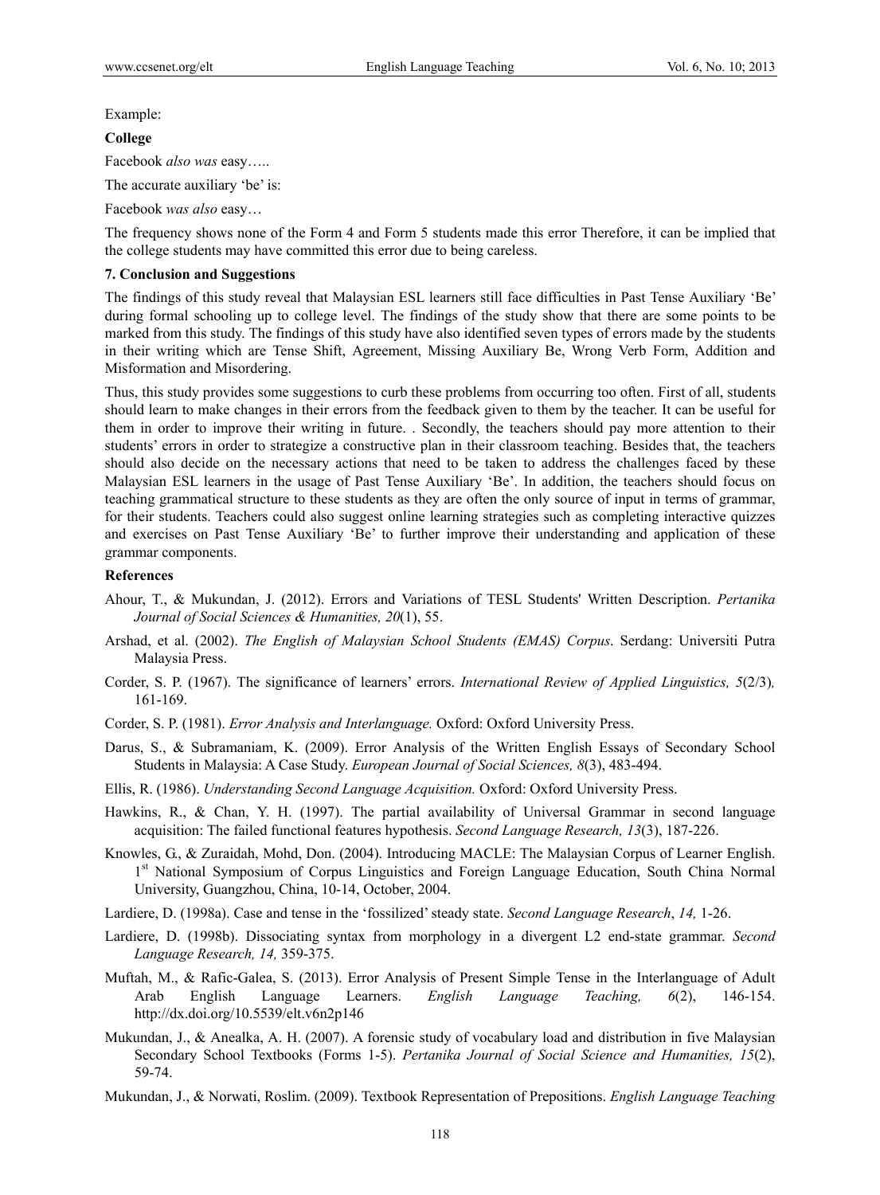Example:

**College**

Facebook *also was* easy…..

The accurate auxiliary 'be' is:

Facebook *was also* easy…

The frequency shows none of the Form 4 and Form 5 students made this error Therefore, it can be implied that the college students may have committed this error due to being careless.

## 7. Conclusion and Suggestions

The findings of this study reveal that Malaysian ESL learners still face difficulties in Past Tense Auxiliary 'Be' during formal schooling up to college level. The findings of the study show that there are some points to be marked from this study. The findings of this study have also identified seven types of errors made by the students in their writing which are Tense Shift, Agreement, Missing Auxiliary Be, Wrong Verb Form, Addition and Misformation and Misordering.

Thus, this study provides some suggestions to curb these problems from occurring too often. First of all, students should learn to make changes in their errors from the feedback given to them by the teacher. It can be useful for them in order to improve their writing in future. . Secondly, the teachers should pay more attention to their students' errors in order to strategize a constructive plan in their classroom teaching. Besides that, the teachers should also decide on the necessary actions that need to be taken to address the challenges faced by these Malaysian ESL learners in the usage of Past Tense Auxiliary 'Be'. In addition, the teachers should focus on teaching grammatical structure to these students as they are often the only source of input in terms of grammar, for their students. Teachers could also suggest online learning strategies such as completing interactive quizzes and exercises on Past Tense Auxiliary 'Be' to further improve their understanding and application of these grammar components.

## References

Ahour, T., & Mukundan, J. (2012). Errors and Variations of TESL Students' Written Description. *Pertanika Journal of Social Sciences & Humanities, 20*(1), 55.

Arshad, et al. (2002). *The English of Malaysian School Students (EMAS) Corpus*. Serdang: Universiti Putra Malaysia Press.

Corder, S. P. (1967). The significance of learners' errors. *International Review of Applied Linguistics, 5*(2/3)*,* 161-169.

Corder, S. P. (1981). *Error Analysis and Interlanguage.* Oxford: Oxford University Press.

Darus, S., & Subramaniam, K. (2009). Error Analysis of the Written English Essays of Secondary School Students in Malaysia: A Case Study. *European Journal of Social Sciences, 8*(3), 483-494.

Ellis, R. (1986). *Understanding Second Language Acquisition.* Oxford: Oxford University Press.

Hawkins, R., & Chan, Y. H. (1997). The partial availability of Universal Grammar in second language acquisition: The failed functional features hypothesis. *Second Language Research, 13*(3), 187-226.

Knowles, G., & Zuraidah, Mohd, Don. (2004). Introducing MACLE: The Malaysian Corpus of Learner English. 1st National Symposium of Corpus Linguistics and Foreign Language Education, South China Normal University, Guangzhou, China, 10-14, October, 2004.

Lardiere, D. (1998a). Case and tense in the 'fossilized' steady state. *Second Language Research*, *14,* 1-26.

Lardiere, D. (1998b). Dissociating syntax from morphology in a divergent L2 end-state grammar. *Second Language Research, 14,* 359-375.

Muftah, M., & Rafic-Galea, S. (2013). Error Analysis of Present Simple Tense in the Interlanguage of Adult Arab English Language Learners. *English Language Teaching, 6*(2), 146-154. http://dx.doi.org/10.5539/elt.v6n2p146

Mukundan, J., & Anealka, A. H. (2007). A forensic study of vocabulary load and distribution in five Malaysian Secondary School Textbooks (Forms 1-5). *Pertanika Journal of Social Science and Humanities, 15*(2), 59-74.

Mukundan, J., & Norwati, Roslim. (2009). Textbook Representation of Prepositions. *English Language Teaching*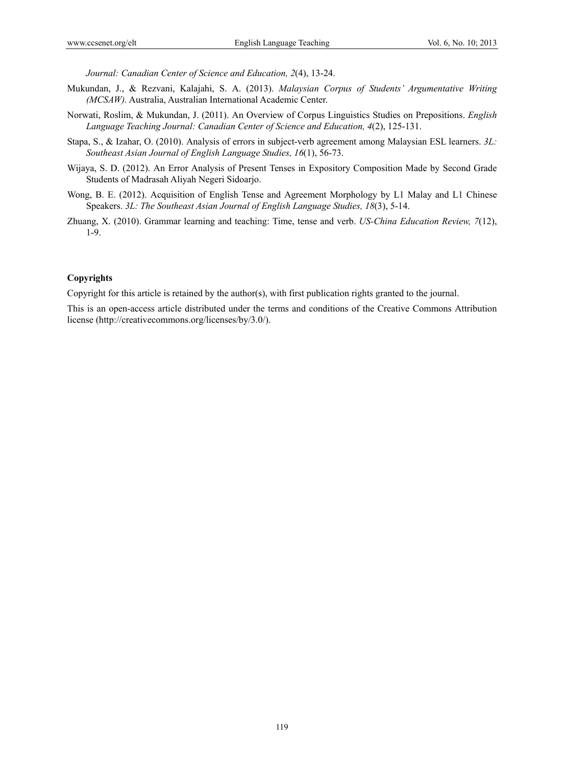*Journal: Canadian Center of Science and Education, 2*(4), 13-24.

Mukundan, J., & Rezvani, Kalajahi, S. A. (2013). *Malaysian Corpus of Students' Argumentative Writing (MCSAW).* Australia, Australian International Academic Center.

Norwati, Roslim, & Mukundan, J. (2011). An Overview of Corpus Linguistics Studies on Prepositions. *English Language Teaching Journal: Canadian Center of Science and Education, 4*(2), 125-131.

Stapa, S., & Izahar, O. (2010). Analysis of errors in subject-verb agreement among Malaysian ESL learners. *3L: Southeast Asian Journal of English Language Studies, 16*(1), 56-73.

Wijaya, S. D. (2012). An Error Analysis of Present Tenses in Expository Composition Made by Second Grade Students of Madrasah Aliyah Negeri Sidoarjo.

Wong, B. E. (2012). Acquisition of English Tense and Agreement Morphology by L1 Malay and L1 Chinese Speakers. *3L: The Southeast Asian Journal of English Language Studies, 18*(3), 5-14.

Zhuang, X. (2010). Grammar learning and teaching: Time, tense and verb. *US-China Education Review, 7*(12), 1-9.

**Copyrights**

Copyright for this article is retained by the author(s), with first publication rights granted to the journal.

This is an open-access article distributed under the terms and conditions of the Creative Commons Attribution license (http://creativecommons.org/licenses/by/3.0/).